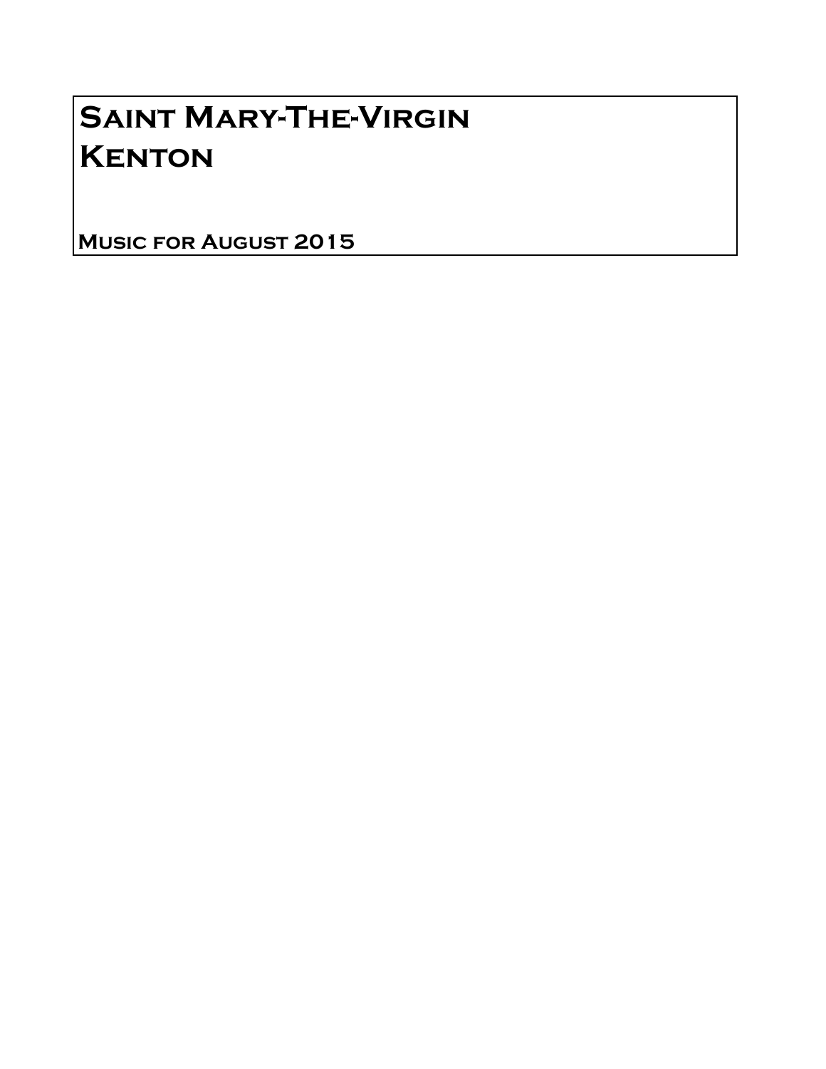# Saint Mary-The-Virgin
# Kenton

**Music for August 2015**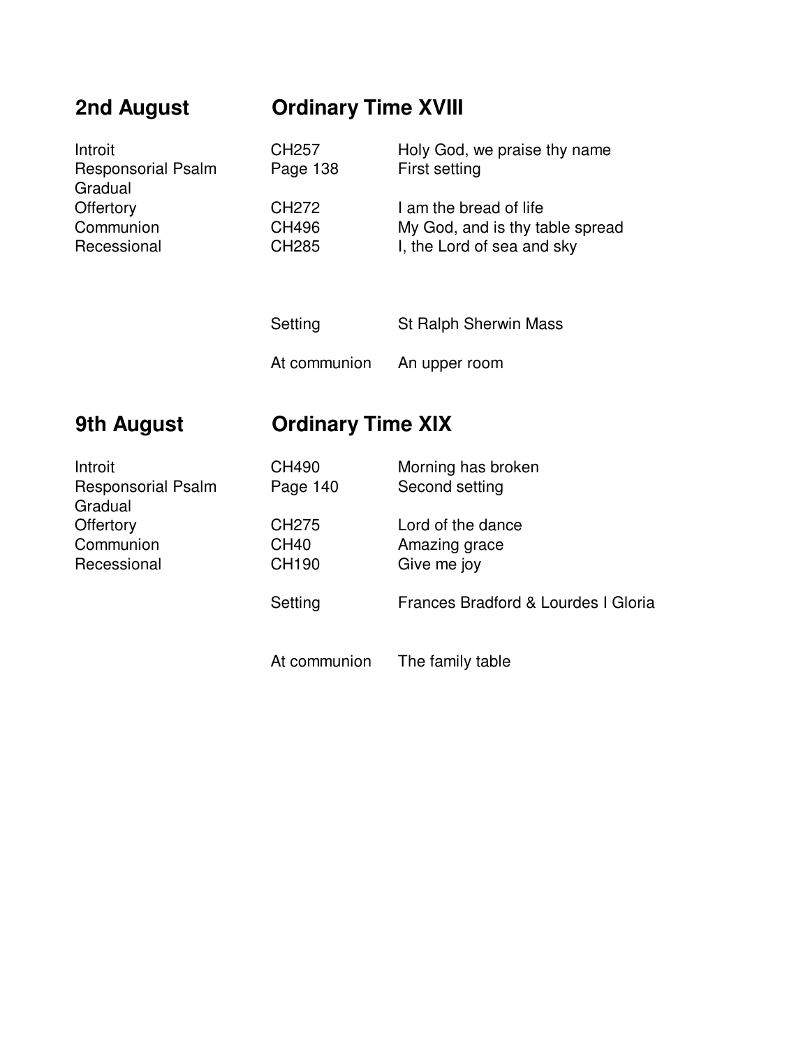## 2nd August — Ordinary Time XVIII

| | | |
|---|---|---|
| Introit | CH257 | Holy God, we praise thy name |
| Responsorial Psalm | Page 138 | First setting |
| Gradual | | |
| Offertory | CH272 | I am the bread of life |
| Communion | CH496 | My God, and is thy table spread |
| Recessional | CH285 | I, the Lord of sea and sky |
| | Setting | St Ralph Sherwin Mass |
| | At communion | An upper room |

## 9th August — Ordinary Time XIX

| | | |
|---|---|---|
| Introit | CH490 | Morning has broken |
| Responsorial Psalm | Page 140 | Second setting |
| Gradual | | |
| Offertory | CH275 | Lord of the dance |
| Communion | CH40 | Amazing grace |
| Recessional | CH190 | Give me joy |
| | Setting | Frances Bradford & Lourdes I Gloria |
| | At communion | The family table |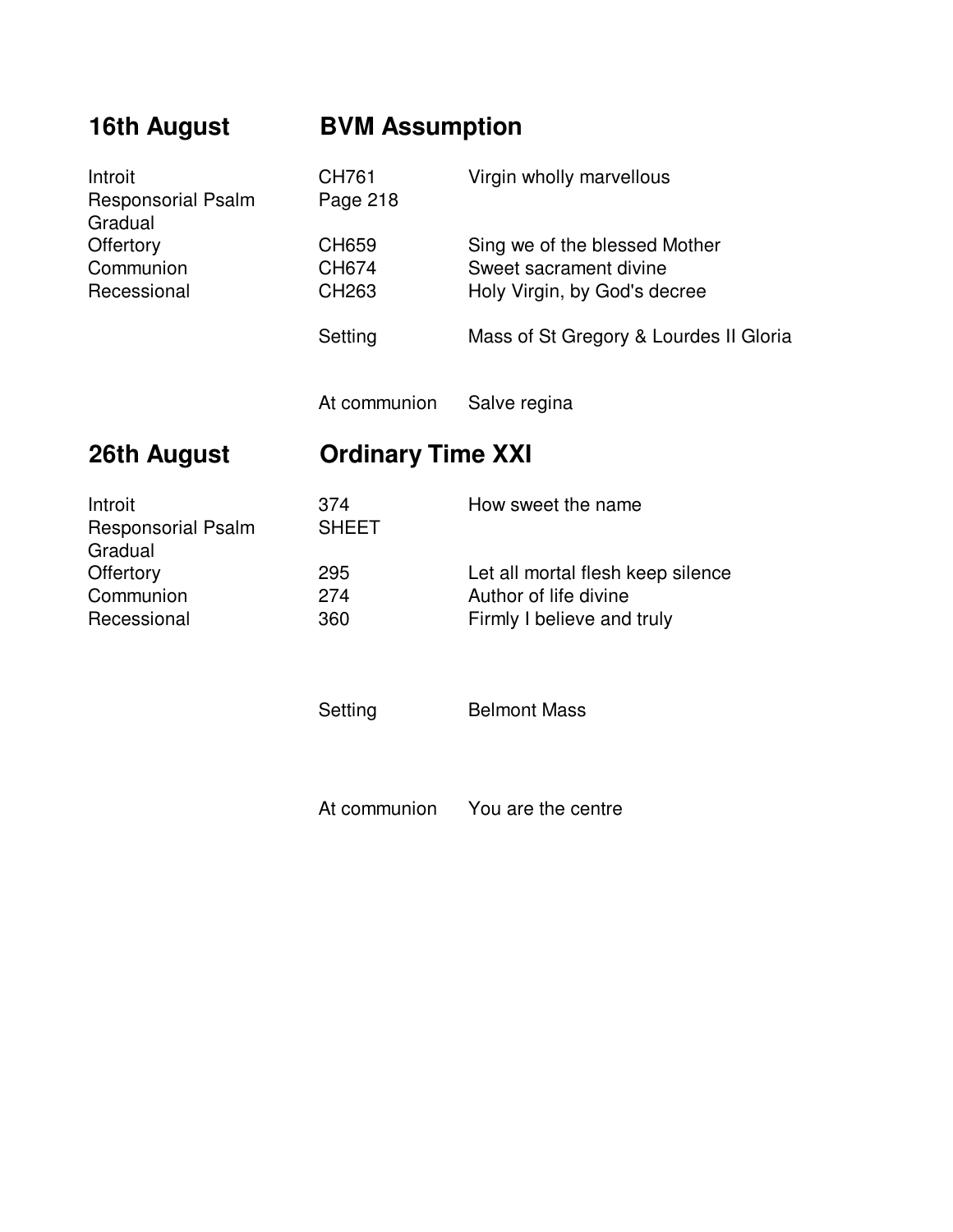## 16th August — BVM Assumption

| | | |
|---|---|---|
| Introit | CH761 | Virgin wholly marvellous |
| Responsorial Psalm | Page 218 | |
| Gradual | | |
| Offertory | CH659 | Sing we of the blessed Mother |
| Communion | CH674 | Sweet sacrament divine |
| Recessional | CH263 | Holy Virgin, by God's decree |
| | Setting | Mass of St Gregory & Lourdes II Gloria |
| | At communion | Salve regina |

## 26th August — Ordinary Time XXI

| | | |
|---|---|---|
| Introit | 374 | How sweet the name |
| Responsorial Psalm | SHEET | |
| Gradual | | |
| Offertory | 295 | Let all mortal flesh keep silence |
| Communion | 274 | Author of life divine |
| Recessional | 360 | Firmly I believe and truly |
| | Setting | Belmont Mass |
| | At communion | You are the centre |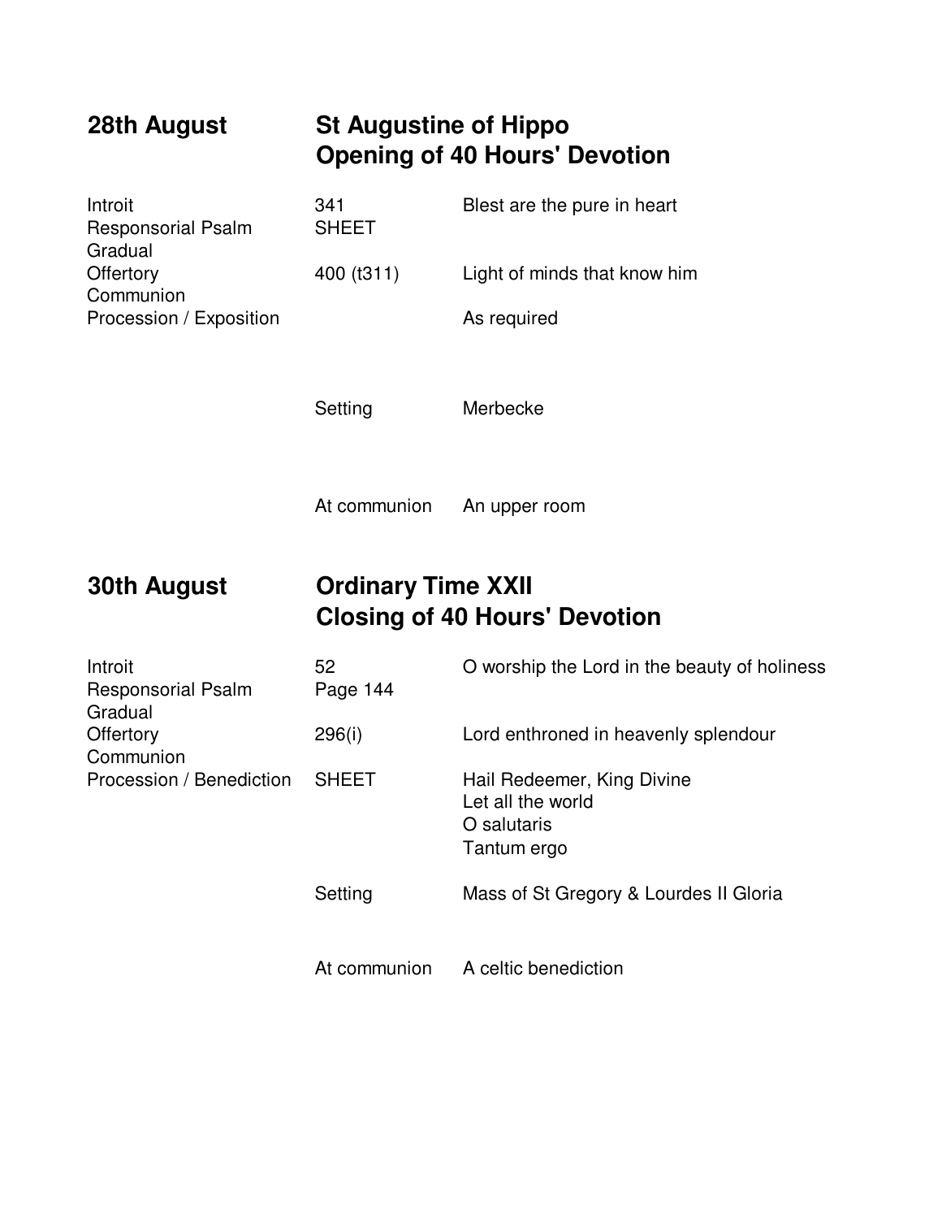## 28th August — St Augustine of Hippo
## Opening of 40 Hours' Devotion

| | | |
|---|---|---|
| Introit | 341 | Blest are the pure in heart |
| Responsorial Psalm | SHEET | |
| Gradual | | |
| Offertory | 400 (t311) | Light of minds that know him |
| Communion | | |
| Procession / Exposition | | As required |
| | Setting | Merbecke |
| | At communion | An upper room |

## 30th August — Ordinary Time XXII
## Closing of 40 Hours' Devotion

| | | |
|---|---|---|
| Introit | 52 | O worship the Lord in the beauty of holiness |
| Responsorial Psalm | Page 144 | |
| Gradual | | |
| Offertory | 296(i) | Lord enthroned in heavenly splendour |
| Communion | | |
| Procession / Benediction | SHEET | Hail Redeemer, King Divine<br>Let all the world<br>O salutaris<br>Tantum ergo |
| | Setting | Mass of St Gregory & Lourdes II Gloria |
| | At communion | A celtic benediction |